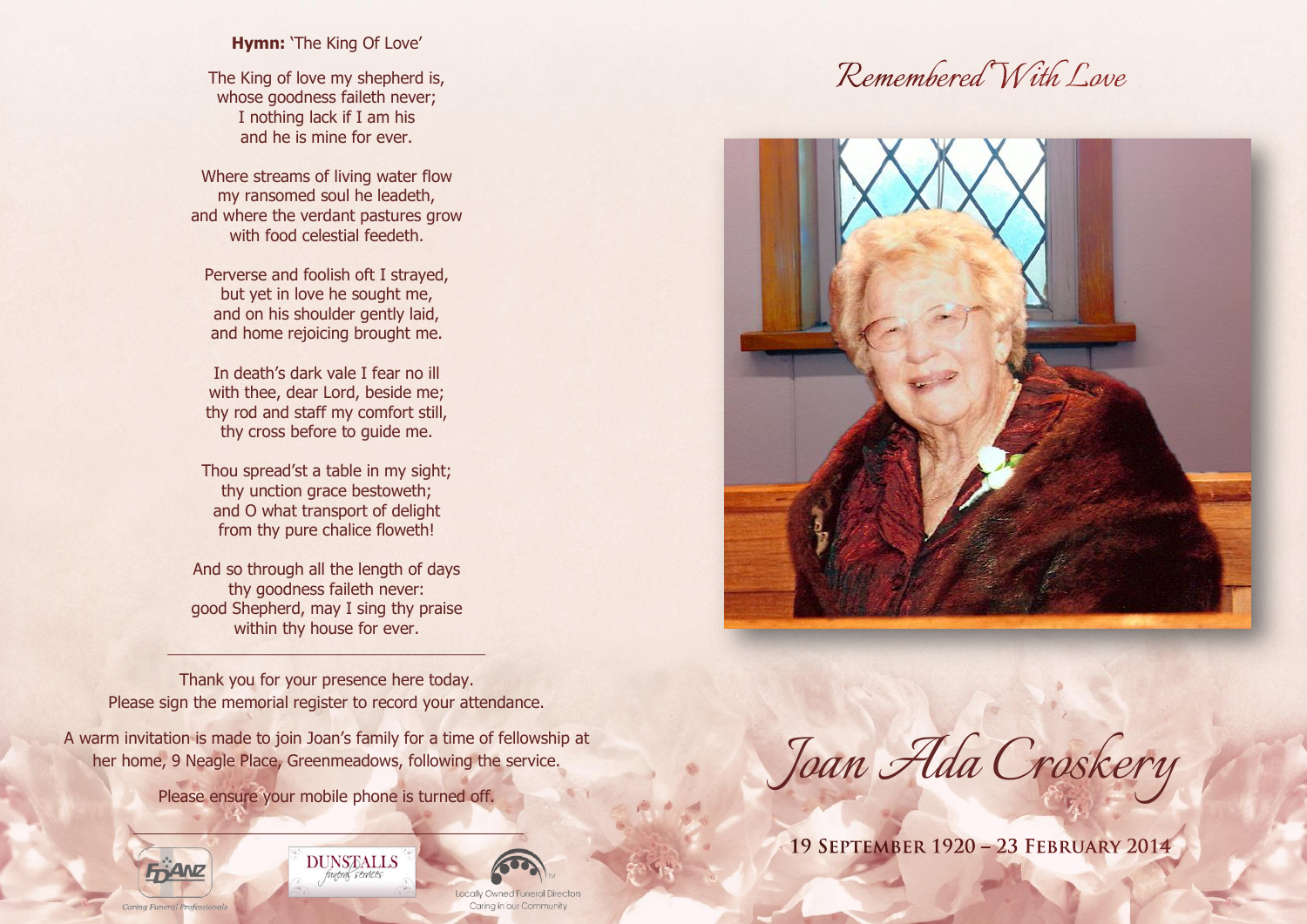**Hymn:** 'The King Of Love'

The King of love my shepherd is,
whose goodness faileth never;
I nothing lack if I am his
and he is mine for ever.

Where streams of living water flow
my ransomed soul he leadeth,
and where the verdant pastures grow
with food celestial feedeth.

Perverse and foolish oft I strayed,
but yet in love he sought me,
and on his shoulder gently laid,
and home rejoicing brought me.

In death's dark vale I fear no ill
with thee, dear Lord, beside me;
thy rod and staff my comfort still,
thy cross before to guide me.

Thou spread'st a table in my sight;
thy unction grace bestoweth;
and O what transport of delight
from thy pure chalice floweth!

And so through all the length of days
thy goodness faileth never:
good Shepherd, may I sing thy praise
within thy house for ever.

---

Thank you for your presence here today.
Please sign the memorial register to record your attendance.

A warm invitation is made to join Joan's family for a time of fellowship at her home, 9 Neagle Place, Greenmeadows, following the service.

Please ensure your mobile phone is turned off.

---

FDANZ Caring Funeral Professionals

DUNSTALLS funeral services

Locally Owned Funeral Directors
Caring in our Community

*Remembered With Love*

# *Joan Ada Croskery*

**19 September 1920 – 23 February 2014**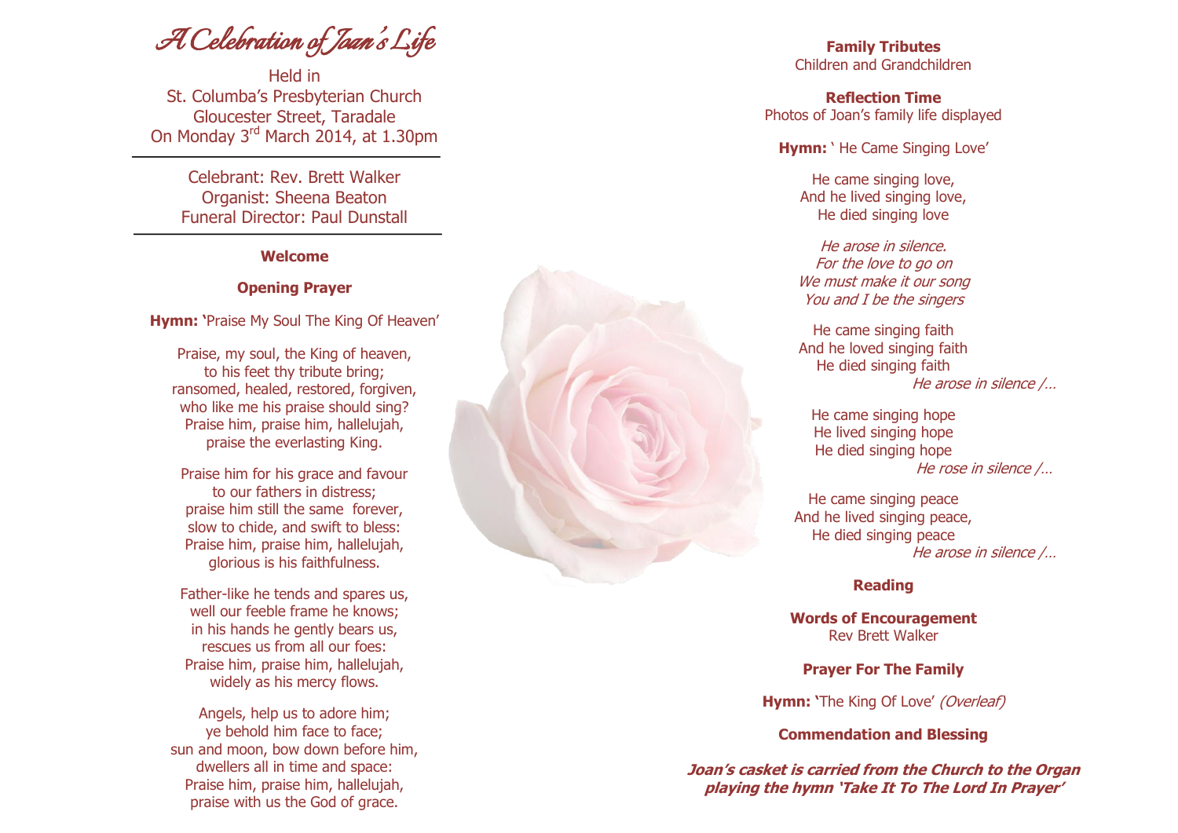# *A Celebration of Joan's Life*

Held in
St. Columba's Presbyterian Church
Gloucester Street, Taradale
On Monday 3rd March 2014, at 1.30pm

---

Celebrant: Rev. Brett Walker
Organist: Sheena Beaton
Funeral Director: Paul Dunstall

---

**Welcome**

**Opening Prayer**

**Hymn: '**Praise My Soul The King Of Heaven'

Praise, my soul, the King of heaven,
to his feet thy tribute bring;
ransomed, healed, restored, forgiven,
who like me his praise should sing?
Praise him, praise him, hallelujah,
praise the everlasting King.

Praise him for his grace and favour
to our fathers in distress;
praise him still the same forever,
slow to chide, and swift to bless:
Praise him, praise him, hallelujah,
glorious is his faithfulness.

Father-like he tends and spares us,
well our feeble frame he knows;
in his hands he gently bears us,
rescues us from all our foes:
Praise him, praise him, hallelujah,
widely as his mercy flows.

Angels, help us to adore him;
ye behold him face to face;
sun and moon, bow down before him,
dwellers all in time and space:
Praise him, praise him, hallelujah,
praise with us the God of grace.

**Family Tributes**
Children and Grandchildren

**Reflection Time**
Photos of Joan's family life displayed

**Hymn:** ' He Came Singing Love'

He came singing love,
And he lived singing love,
He died singing love

*He arose in silence.*
*For the love to go on*
*We must make it our song*
*You and I be the singers*

He came singing faith
And he loved singing faith
He died singing faith
*He arose in silence /…*

He came singing hope
He lived singing hope
He died singing hope
*He rose in silence /…*

He came singing peace
And he lived singing peace,
He died singing peace
*He arose in silence /…*

**Reading**

**Words of Encouragement**
Rev Brett Walker

**Prayer For The Family**

**Hymn: '**The King Of Love' *(Overleaf)*

**Commendation and Blessing**

***Joan's casket is carried from the Church to the Organ playing the hymn 'Take It To The Lord In Prayer'***